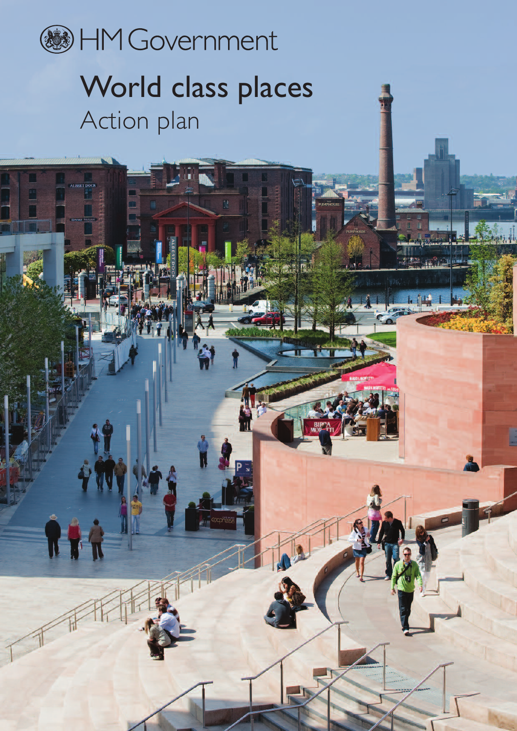HM Government

# World class places

## Action plan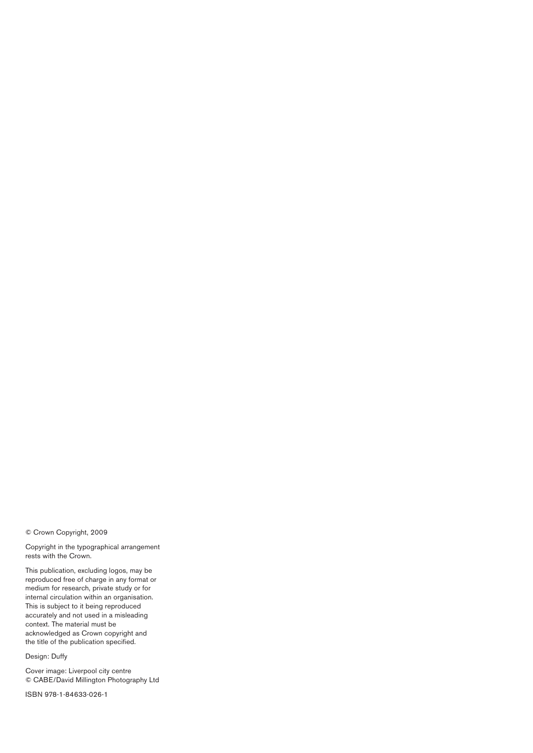© Crown Copyright, 2009

Copyright in the typographical arrangement rests with the Crown.

This publication, excluding logos, may be reproduced free of charge in any format or medium for research, private study or for internal circulation within an organisation. This is subject to it being reproduced accurately and not used in a misleading context. The material must be acknowledged as Crown copyright and the title of the publication specified.

Design: Duffy

Cover image: Liverpool city centre
© CABE/David Millington Photography Ltd

ISBN 978-1-84633-026-1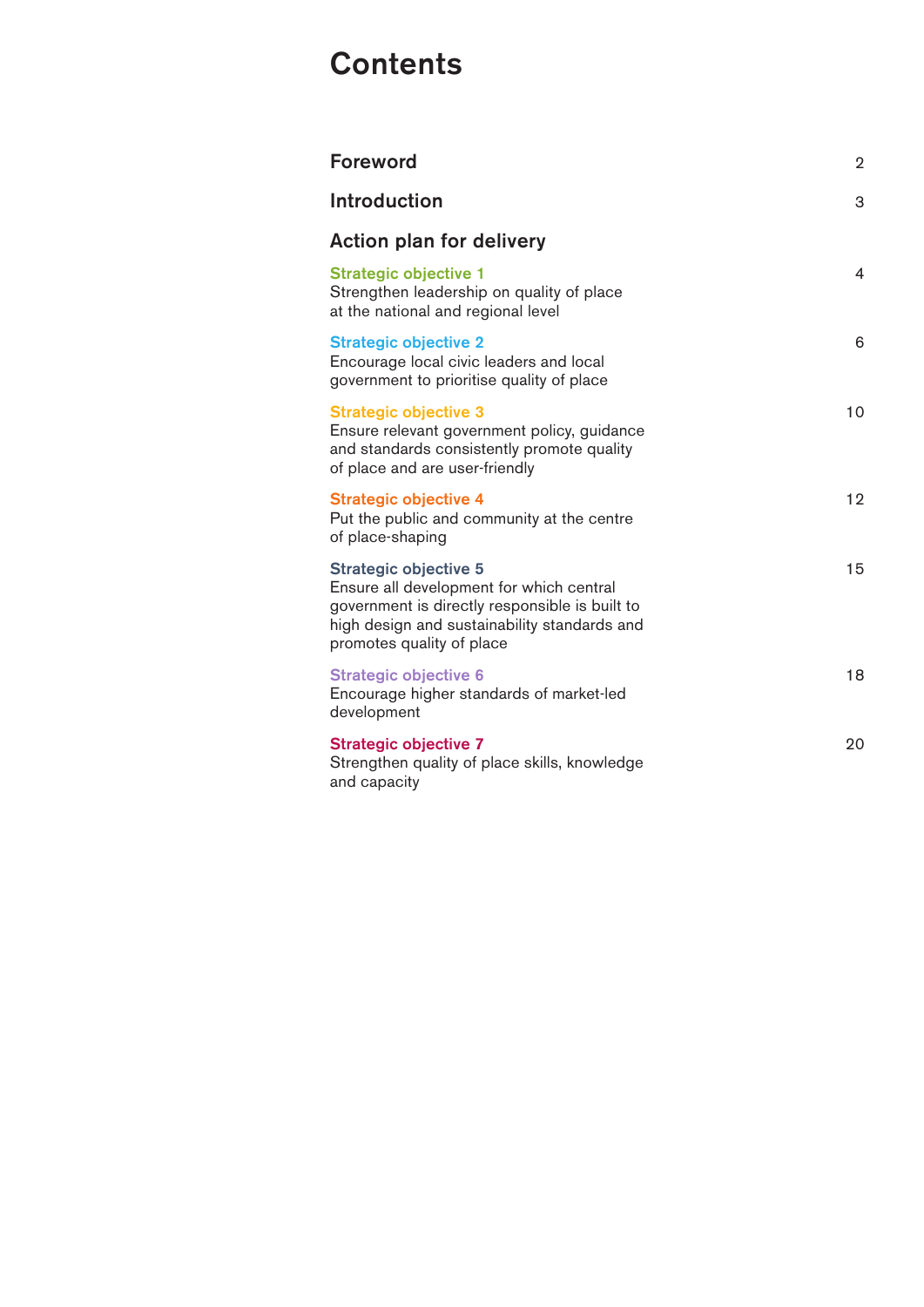# Contents

| | |
|---|---|
| **Foreword** | 2 |
| **Introduction** | 3 |
| **Action plan for delivery** | |
| **Strategic objective 1** Strengthen leadership on quality of place at the national and regional level | 4 |
| **Strategic objective 2** Encourage local civic leaders and local government to prioritise quality of place | 6 |
| **Strategic objective 3** Ensure relevant government policy, guidance and standards consistently promote quality of place and are user-friendly | 10 |
| **Strategic objective 4** Put the public and community at the centre of place-shaping | 12 |
| **Strategic objective 5** Ensure all development for which central government is directly responsible is built to high design and sustainability standards and promotes quality of place | 15 |
| **Strategic objective 6** Encourage higher standards of market-led development | 18 |
| **Strategic objective 7** Strengthen quality of place skills, knowledge and capacity | 20 |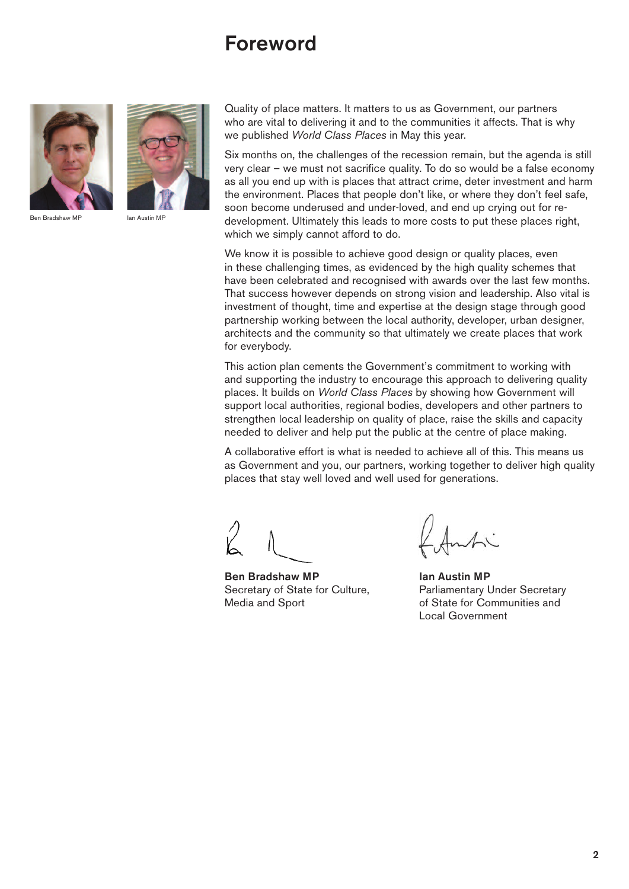# Foreword

Ben Bradshaw MP

Ian Austin MP

Quality of place matters. It matters to us as Government, our partners who are vital to delivering it and to the communities it affects. That is why we published *World Class Places* in May this year.

Six months on, the challenges of the recession remain, but the agenda is still very clear – we must not sacrifice quality. To do so would be a false economy as all you end up with is places that attract crime, deter investment and harm the environment. Places that people don't like, or where they don't feel safe, soon become underused and under-loved, and end up crying out for re-development. Ultimately this leads to more costs to put these places right, which we simply cannot afford to do.

We know it is possible to achieve good design or quality places, even in these challenging times, as evidenced by the high quality schemes that have been celebrated and recognised with awards over the last few months. That success however depends on strong vision and leadership. Also vital is investment of thought, time and expertise at the design stage through good partnership working between the local authority, developer, urban designer, architects and the community so that ultimately we create places that work for everybody.

This action plan cements the Government's commitment to working with and supporting the industry to encourage this approach to delivering quality places. It builds on *World Class Places* by showing how Government will support local authorities, regional bodies, developers and other partners to strengthen local leadership on quality of place, raise the skills and capacity needed to deliver and help put the public at the centre of place making.

A collaborative effort is what is needed to achieve all of this. This means us as Government and you, our partners, working together to deliver high quality places that stay well loved and well used for generations.

**Ben Bradshaw MP**
Secretary of State for Culture, Media and Sport

**Ian Austin MP**
Parliamentary Under Secretary of State for Communities and Local Government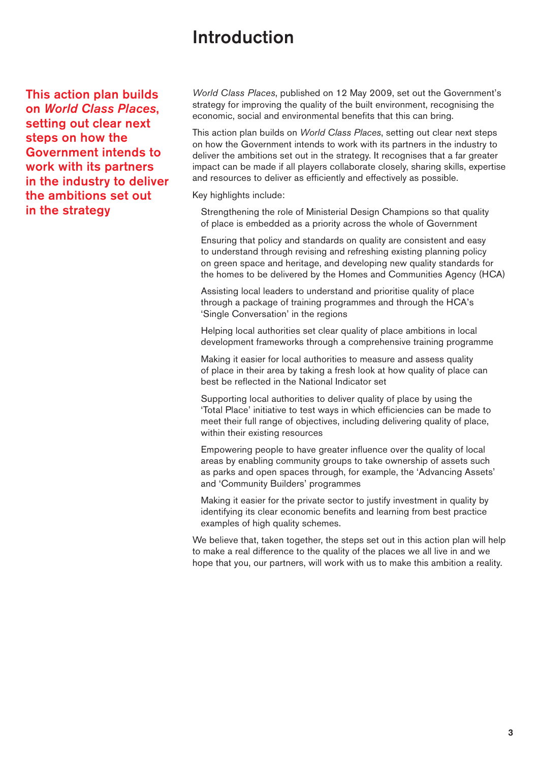# Introduction

**This action plan builds on *World Class Places*, setting out clear next steps on how the Government intends to work with its partners in the industry to deliver the ambitions set out in the strategy**

*World Class Places*, published on 12 May 2009, set out the Government's strategy for improving the quality of the built environment, recognising the economic, social and environmental benefits that this can bring.

This action plan builds on *World Class Places*, setting out clear next steps on how the Government intends to work with its partners in the industry to deliver the ambitions set out in the strategy. It recognises that a far greater impact can be made if all players collaborate closely, sharing skills, expertise and resources to deliver as efficiently and effectively as possible.

Key highlights include:

- Strengthening the role of Ministerial Design Champions so that quality of place is embedded as a priority across the whole of Government
- Ensuring that policy and standards on quality are consistent and easy to understand through revising and refreshing existing planning policy on green space and heritage, and developing new quality standards for the homes to be delivered by the Homes and Communities Agency (HCA)
- Assisting local leaders to understand and prioritise quality of place through a package of training programmes and through the HCA's 'Single Conversation' in the regions
- Helping local authorities set clear quality of place ambitions in local development frameworks through a comprehensive training programme
- Making it easier for local authorities to measure and assess quality of place in their area by taking a fresh look at how quality of place can best be reflected in the National Indicator set
- Supporting local authorities to deliver quality of place by using the 'Total Place' initiative to test ways in which efficiencies can be made to meet their full range of objectives, including delivering quality of place, within their existing resources
- Empowering people to have greater influence over the quality of local areas by enabling community groups to take ownership of assets such as parks and open spaces through, for example, the 'Advancing Assets' and 'Community Builders' programmes
- Making it easier for the private sector to justify investment in quality by identifying its clear economic benefits and learning from best practice examples of high quality schemes.

We believe that, taken together, the steps set out in this action plan will help to make a real difference to the quality of the places we all live in and we hope that you, our partners, will work with us to make this ambition a reality.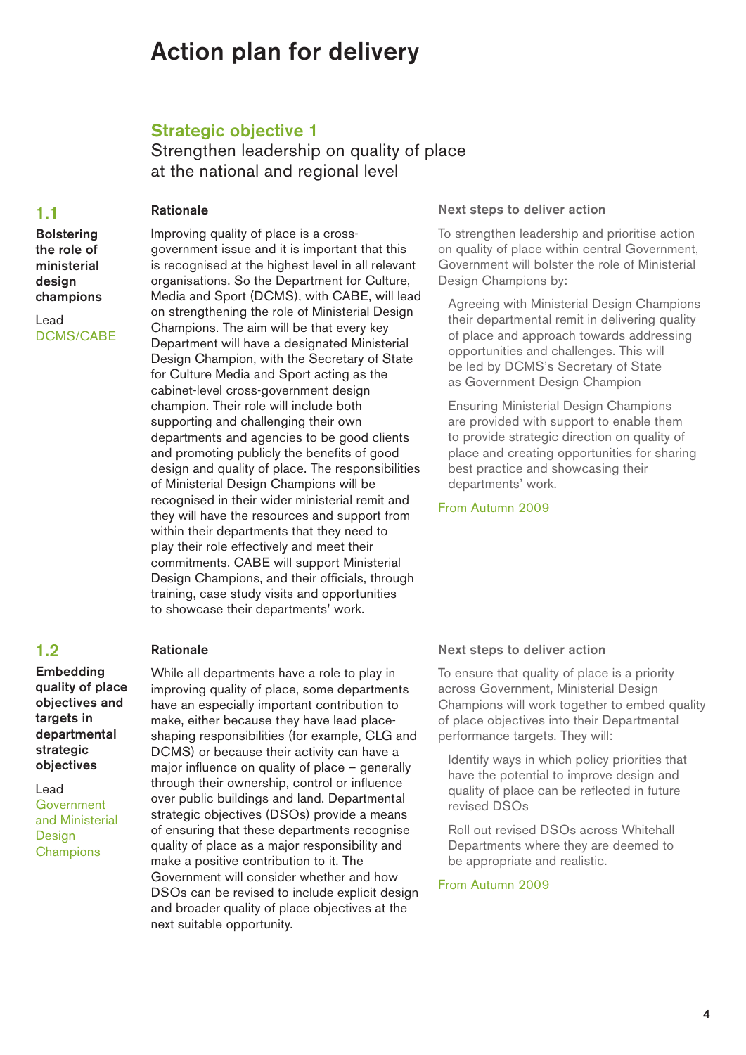# Action plan for delivery

## Strategic objective 1

Strengthen leadership on quality of place at the national and regional level

### 1.1

**Bolstering the role of ministerial design champions**

Lead
DCMS/CABE

**Rationale**

Improving quality of place is a cross-government issue and it is important that this is recognised at the highest level in all relevant organisations. So the Department for Culture, Media and Sport (DCMS), with CABE, will lead on strengthening the role of Ministerial Design Champions. The aim will be that every key Department will have a designated Ministerial Design Champion, with the Secretary of State for Culture Media and Sport acting as the cabinet-level cross-government design champion. Their role will include both supporting and challenging their own departments and agencies to be good clients and promoting publicly the benefits of good design and quality of place. The responsibilities of Ministerial Design Champions will be recognised in their wider ministerial remit and they will have the resources and support from within their departments that they need to play their role effectively and meet their commitments. CABE will support Ministerial Design Champions, and their officials, through training, case study visits and opportunities to showcase their departments' work.

**Next steps to deliver action**

To strengthen leadership and prioritise action on quality of place within central Government, Government will bolster the role of Ministerial Design Champions by:

- Agreeing with Ministerial Design Champions their departmental remit in delivering quality of place and approach towards addressing opportunities and challenges. This will be led by DCMS's Secretary of State as Government Design Champion
- Ensuring Ministerial Design Champions are provided with support to enable them to provide strategic direction on quality of place and creating opportunities for sharing best practice and showcasing their departments' work.

From Autumn 2009

### 1.2

**Embedding quality of place objectives and targets in departmental strategic objectives**

Lead
Government and Ministerial Design Champions

**Rationale**

While all departments have a role to play in improving quality of place, some departments have an especially important contribution to make, either because they have lead place-shaping responsibilities (for example, CLG and DCMS) or because their activity can have a major influence on quality of place – generally through their ownership, control or influence over public buildings and land. Departmental strategic objectives (DSOs) provide a means of ensuring that these departments recognise quality of place as a major responsibility and make a positive contribution to it. The Government will consider whether and how DSOs can be revised to include explicit design and broader quality of place objectives at the next suitable opportunity.

**Next steps to deliver action**

To ensure that quality of place is a priority across Government, Ministerial Design Champions will work together to embed quality of place objectives into their Departmental performance targets. They will:

- Identify ways in which policy priorities that have the potential to improve design and quality of place can be reflected in future revised DSOs
- Roll out revised DSOs across Whitehall Departments where they are deemed to be appropriate and realistic.

From Autumn 2009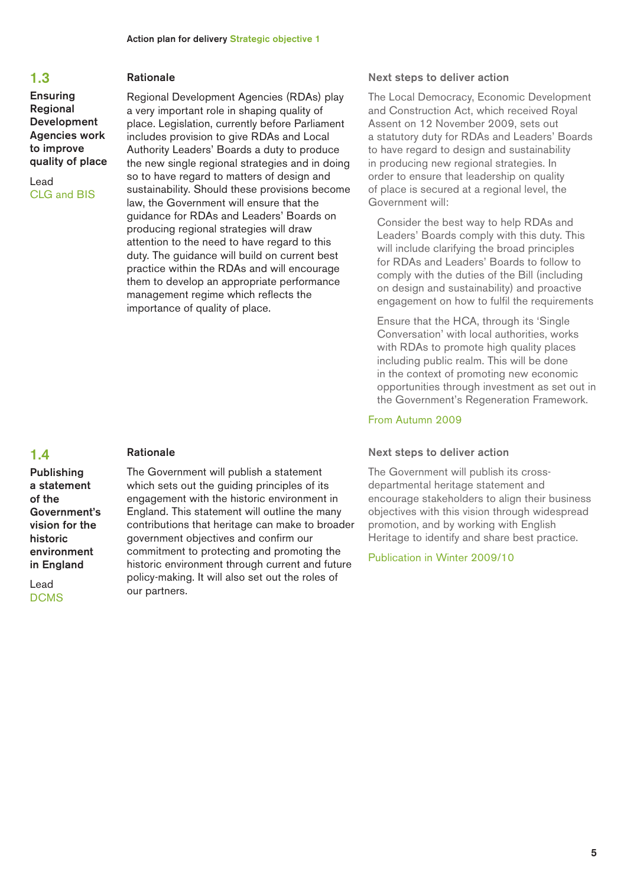## 1.3

**Ensuring Regional Development Agencies work to improve quality of place**

Lead
CLG and BIS

### Rationale

Regional Development Agencies (RDAs) play a very important role in shaping quality of place. Legislation, currently before Parliament includes provision to give RDAs and Local Authority Leaders' Boards a duty to produce the new single regional strategies and in doing so to have regard to matters of design and sustainability. Should these provisions become law, the Government will ensure that the guidance for RDAs and Leaders' Boards on producing regional strategies will draw attention to the need to have regard to this duty. The guidance will build on current best practice within the RDAs and will encourage them to develop an appropriate performance management regime which reflects the importance of quality of place.

### Next steps to deliver action

The Local Democracy, Economic Development and Construction Act, which received Royal Assent on 12 November 2009, sets out a statutory duty for RDAs and Leaders' Boards to have regard to design and sustainability in producing new regional strategies. In order to ensure that leadership on quality of place is secured at a regional level, the Government will:

Consider the best way to help RDAs and Leaders' Boards comply with this duty. This will include clarifying the broad principles for RDAs and Leaders' Boards to follow to comply with the duties of the Bill (including on design and sustainability) and proactive engagement on how to fulfil the requirements

Ensure that the HCA, through its 'Single Conversation' with local authorities, works with RDAs to promote high quality places including public realm. This will be done in the context of promoting new economic opportunities through investment as set out in the Government's Regeneration Framework.

From Autumn 2009

## 1.4

**Publishing a statement of the Government's vision for the historic environment in England**

Lead
DCMS

### Rationale

The Government will publish a statement which sets out the guiding principles of its engagement with the historic environment in England. This statement will outline the many contributions that heritage can make to broader government objectives and confirm our commitment to protecting and promoting the historic environment through current and future policy-making. It will also set out the roles of our partners.

### Next steps to deliver action

The Government will publish its cross-departmental heritage statement and encourage stakeholders to align their business objectives with this vision through widespread promotion, and by working with English Heritage to identify and share best practice.

Publication in Winter 2009/10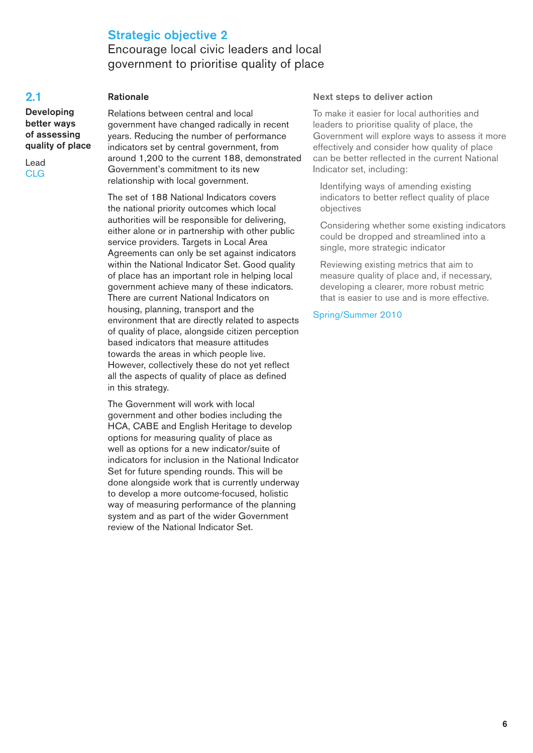## Strategic objective 2

Encourage local civic leaders and local government to prioritise quality of place

### 2.1

**Developing better ways of assessing quality of place**

Lead
CLG

**Rationale**

Relations between central and local government have changed radically in recent years. Reducing the number of performance indicators set by central government, from around 1,200 to the current 188, demonstrated Government's commitment to its new relationship with local government.

The set of 188 National Indicators covers the national priority outcomes which local authorities will be responsible for delivering, either alone or in partnership with other public service providers. Targets in Local Area Agreements can only be set against indicators within the National Indicator Set. Good quality of place has an important role in helping local government achieve many of these indicators. There are current National Indicators on housing, planning, transport and the environment that are directly related to aspects of quality of place, alongside citizen perception based indicators that measure attitudes towards the areas in which people live. However, collectively these do not yet reflect all the aspects of quality of place as defined in this strategy.

The Government will work with local government and other bodies including the HCA, CABE and English Heritage to develop options for measuring quality of place as well as options for a new indicator/suite of indicators for inclusion in the National Indicator Set for future spending rounds. This will be done alongside work that is currently underway to develop a more outcome-focused, holistic way of measuring performance of the planning system and as part of the wider Government review of the National Indicator Set.

**Next steps to deliver action**

To make it easier for local authorities and leaders to prioritise quality of place, the Government will explore ways to assess it more effectively and consider how quality of place can be better reflected in the current National Indicator set, including:

- Identifying ways of amending existing indicators to better reflect quality of place objectives
- Considering whether some existing indicators could be dropped and streamlined into a single, more strategic indicator
- Reviewing existing metrics that aim to measure quality of place and, if necessary, developing a clearer, more robust metric that is easier to use and is more effective.

Spring/Summer 2010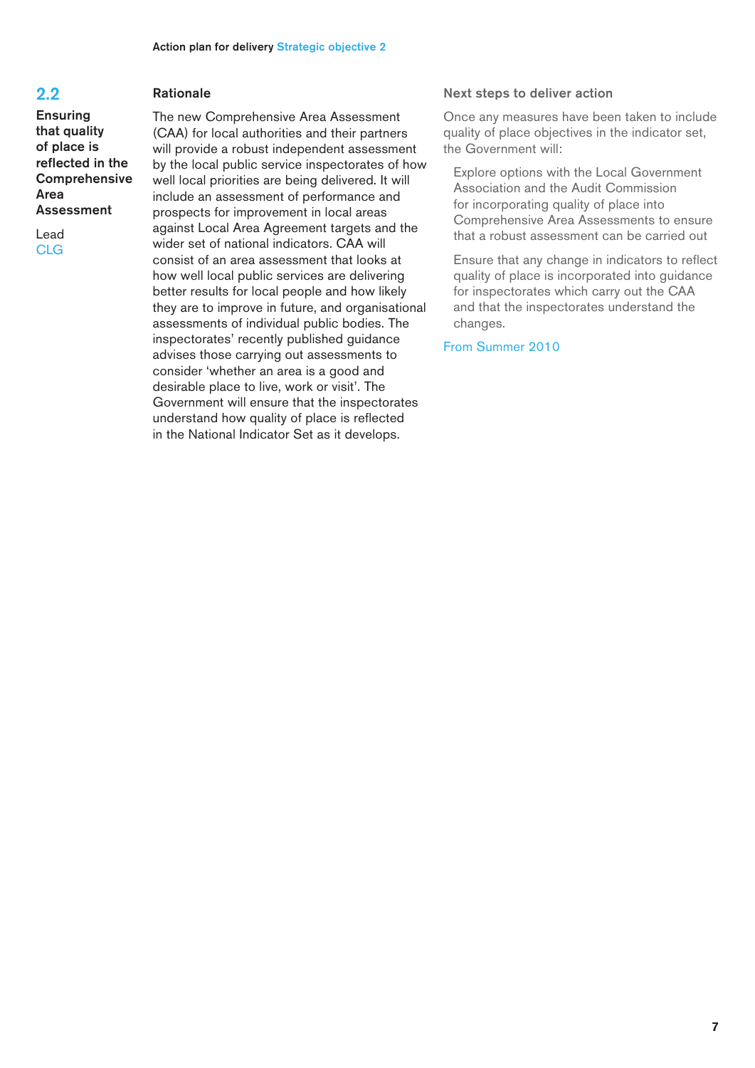## 2.2

**Ensuring that quality of place is reflected in the Comprehensive Area Assessment**

Lead
CLG

### Rationale

The new Comprehensive Area Assessment (CAA) for local authorities and their partners will provide a robust independent assessment by the local public service inspectorates of how well local priorities are being delivered. It will include an assessment of performance and prospects for improvement in local areas against Local Area Agreement targets and the wider set of national indicators. CAA will consist of an area assessment that looks at how well local public services are delivering better results for local people and how likely they are to improve in future, and organisational assessments of individual public bodies. The inspectorates' recently published guidance advises those carrying out assessments to consider 'whether an area is a good and desirable place to live, work or visit'. The Government will ensure that the inspectorates understand how quality of place is reflected in the National Indicator Set as it develops.

### Next steps to deliver action

Once any measures have been taken to include quality of place objectives in the indicator set, the Government will:

- Explore options with the Local Government Association and the Audit Commission for incorporating quality of place into Comprehensive Area Assessments to ensure that a robust assessment can be carried out
- Ensure that any change in indicators to reflect quality of place is incorporated into guidance for inspectorates which carry out the CAA and that the inspectorates understand the changes.

From Summer 2010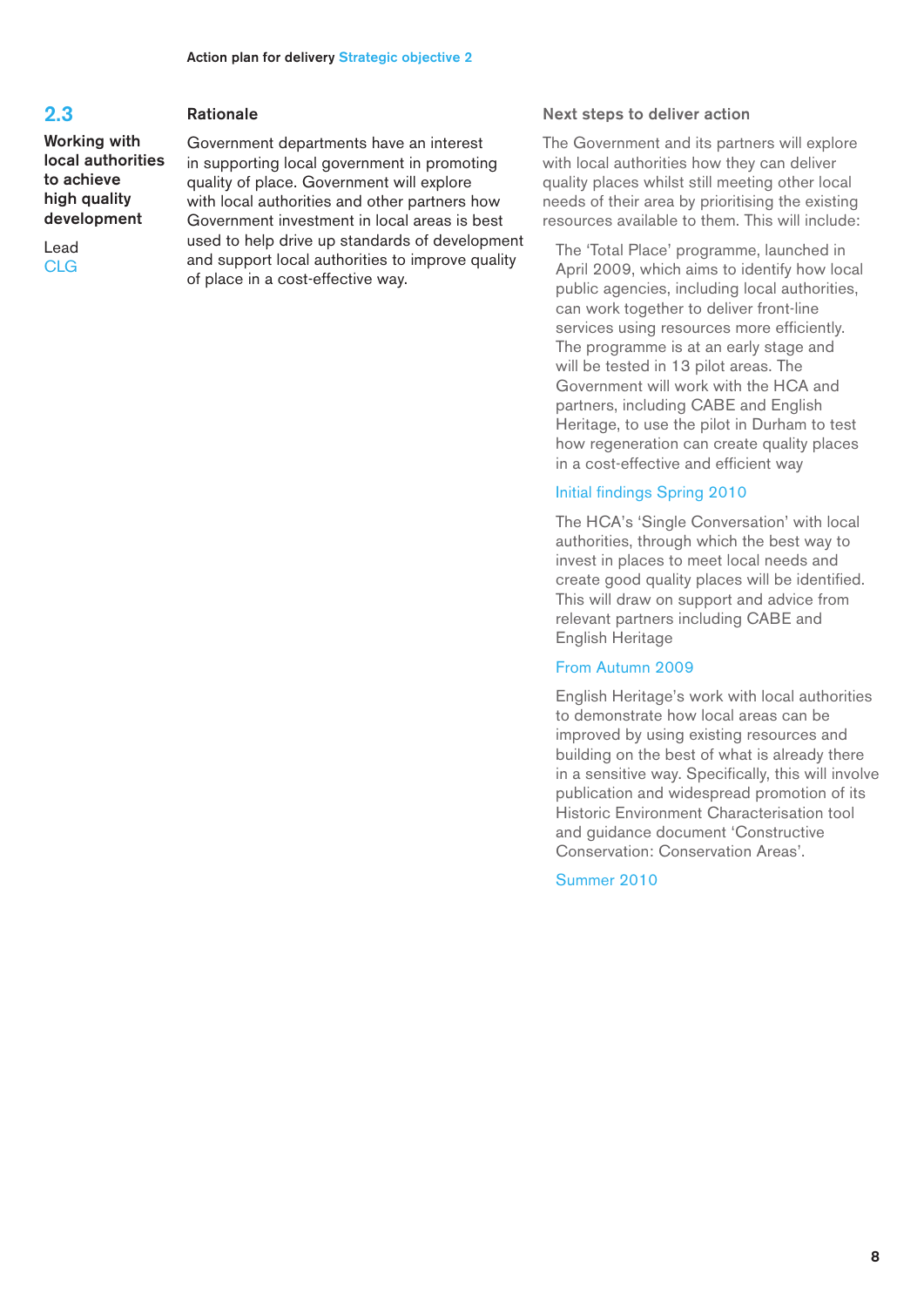## 2.3

**Working with local authorities to achieve high quality development**

Lead
CLG

### Rationale

Government departments have an interest in supporting local government in promoting quality of place. Government will explore with local authorities and other partners how Government investment in local areas is best used to help drive up standards of development and support local authorities to improve quality of place in a cost-effective way.

### Next steps to deliver action

The Government and its partners will explore with local authorities how they can deliver quality places whilst still meeting other local needs of their area by prioritising the existing resources available to them. This will include:

The 'Total Place' programme, launched in April 2009, which aims to identify how local public agencies, including local authorities, can work together to deliver front-line services using resources more efficiently. The programme is at an early stage and will be tested in 13 pilot areas. The Government will work with the HCA and partners, including CABE and English Heritage, to use the pilot in Durham to test how regeneration can create quality places in a cost-effective and efficient way

Initial findings Spring 2010

The HCA's 'Single Conversation' with local authorities, through which the best way to invest in places to meet local needs and create good quality places will be identified. This will draw on support and advice from relevant partners including CABE and English Heritage

From Autumn 2009

English Heritage's work with local authorities to demonstrate how local areas can be improved by using existing resources and building on the best of what is already there in a sensitive way. Specifically, this will involve publication and widespread promotion of its Historic Environment Characterisation tool and guidance document 'Constructive Conservation: Conservation Areas'.

Summer 2010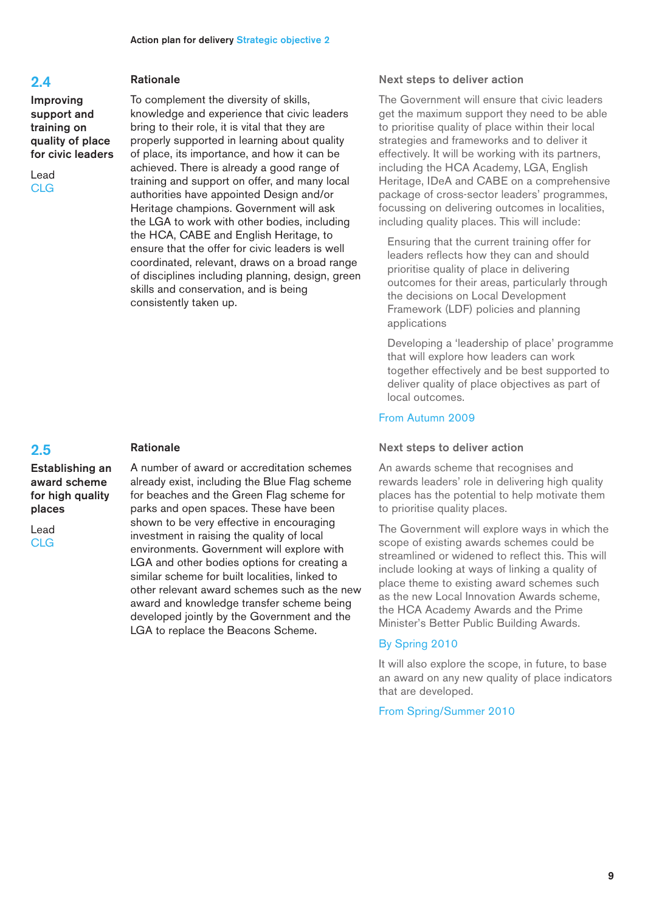## 2.4

**Improving support and training on quality of place for civic leaders**

Lead
CLG

### Rationale

To complement the diversity of skills, knowledge and experience that civic leaders bring to their role, it is vital that they are properly supported in learning about quality of place, its importance, and how it can be achieved. There is already a good range of training and support on offer, and many local authorities have appointed Design and/or Heritage champions. Government will ask the LGA to work with other bodies, including the HCA, CABE and English Heritage, to ensure that the offer for civic leaders is well coordinated, relevant, draws on a broad range of disciplines including planning, design, green skills and conservation, and is being consistently taken up.

### Next steps to deliver action

The Government will ensure that civic leaders get the maximum support they need to be able to prioritise quality of place within their local strategies and frameworks and to deliver it effectively. It will be working with its partners, including the HCA Academy, LGA, English Heritage, IDeA and CABE on a comprehensive package of cross-sector leaders' programmes, focussing on delivering outcomes in localities, including quality places. This will include:

- Ensuring that the current training offer for leaders reflects how they can and should prioritise quality of place in delivering outcomes for their areas, particularly through the decisions on Local Development Framework (LDF) policies and planning applications
- Developing a 'leadership of place' programme that will explore how leaders can work together effectively and be best supported to deliver quality of place objectives as part of local outcomes.

From Autumn 2009

## 2.5

**Establishing an award scheme for high quality places**

Lead
CLG

### Rationale

A number of award or accreditation schemes already exist, including the Blue Flag scheme for beaches and the Green Flag scheme for parks and open spaces. These have been shown to be very effective in encouraging investment in raising the quality of local environments. Government will explore with LGA and other bodies options for creating a similar scheme for built localities, linked to other relevant award schemes such as the new award and knowledge transfer scheme being developed jointly by the Government and the LGA to replace the Beacons Scheme.

### Next steps to deliver action

An awards scheme that recognises and rewards leaders' role in delivering high quality places has the potential to help motivate them to prioritise quality places.

The Government will explore ways in which the scope of existing awards schemes could be streamlined or widened to reflect this. This will include looking at ways of linking a quality of place theme to existing award schemes such as the new Local Innovation Awards scheme, the HCA Academy Awards and the Prime Minister's Better Public Building Awards.

By Spring 2010

It will also explore the scope, in future, to base an award on any new quality of place indicators that are developed.

From Spring/Summer 2010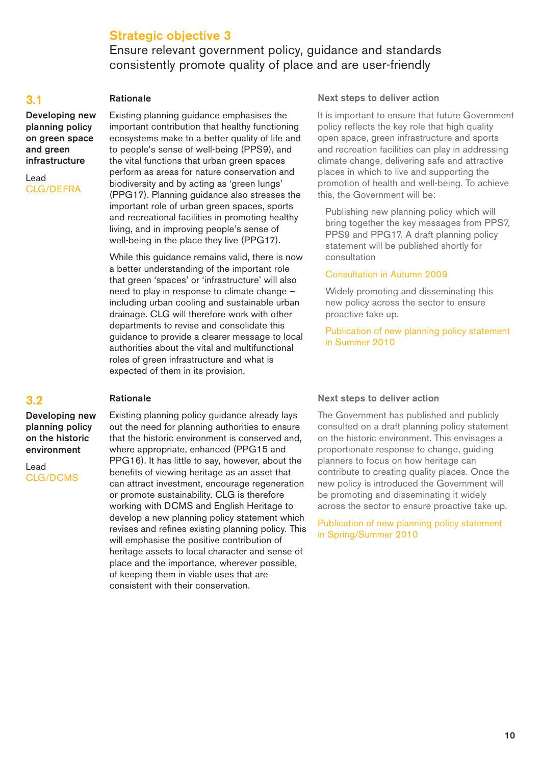## Strategic objective 3

Ensure relevant government policy, guidance and standards consistently promote quality of place and are user-friendly

### 3.1

**Developing new planning policy on green space and green infrastructure**

Lead
CLG/DEFRA

#### Rationale

Existing planning guidance emphasises the important contribution that healthy functioning ecosystems make to a better quality of life and to people's sense of well-being (PPS9), and the vital functions that urban green spaces perform as areas for nature conservation and biodiversity and by acting as 'green lungs' (PPG17). Planning guidance also stresses the important role of urban green spaces, sports and recreational facilities in promoting healthy living, and in improving people's sense of well-being in the place they live (PPG17).

While this guidance remains valid, there is now a better understanding of the important role that green 'spaces' or 'infrastructure' will also need to play in response to climate change – including urban cooling and sustainable urban drainage. CLG will therefore work with other departments to revise and consolidate this guidance to provide a clearer message to local authorities about the vital and multifunctional roles of green infrastructure and what is expected of them in its provision.

#### Next steps to deliver action

It is important to ensure that future Government policy reflects the key role that high quality open space, green infrastructure and sports and recreation facilities can play in addressing climate change, delivering safe and attractive places in which to live and supporting the promotion of health and well-being. To achieve this, the Government will be:

Publishing new planning policy which will bring together the key messages from PPS7, PPS9 and PPG17. A draft planning policy statement will be published shortly for consultation

Consultation in Autumn 2009

Widely promoting and disseminating this new policy across the sector to ensure proactive take up.

Publication of new planning policy statement in Summer 2010

### 3.2

**Developing new planning policy on the historic environment**

Lead
CLG/DCMS

#### Rationale

Existing planning policy guidance already lays out the need for planning authorities to ensure that the historic environment is conserved and, where appropriate, enhanced (PPG15 and PPG16). It has little to say, however, about the benefits of viewing heritage as an asset that can attract investment, encourage regeneration or promote sustainability. CLG is therefore working with DCMS and English Heritage to develop a new planning policy statement which revises and refines existing planning policy. This will emphasise the positive contribution of heritage assets to local character and sense of place and the importance, wherever possible, of keeping them in viable uses that are consistent with their conservation.

#### Next steps to deliver action

The Government has published and publicly consulted on a draft planning policy statement on the historic environment. This envisages a proportionate response to change, guiding planners to focus on how heritage can contribute to creating quality places. Once the new policy is introduced the Government will be promoting and disseminating it widely across the sector to ensure proactive take up.

Publication of new planning policy statement in Spring/Summer 2010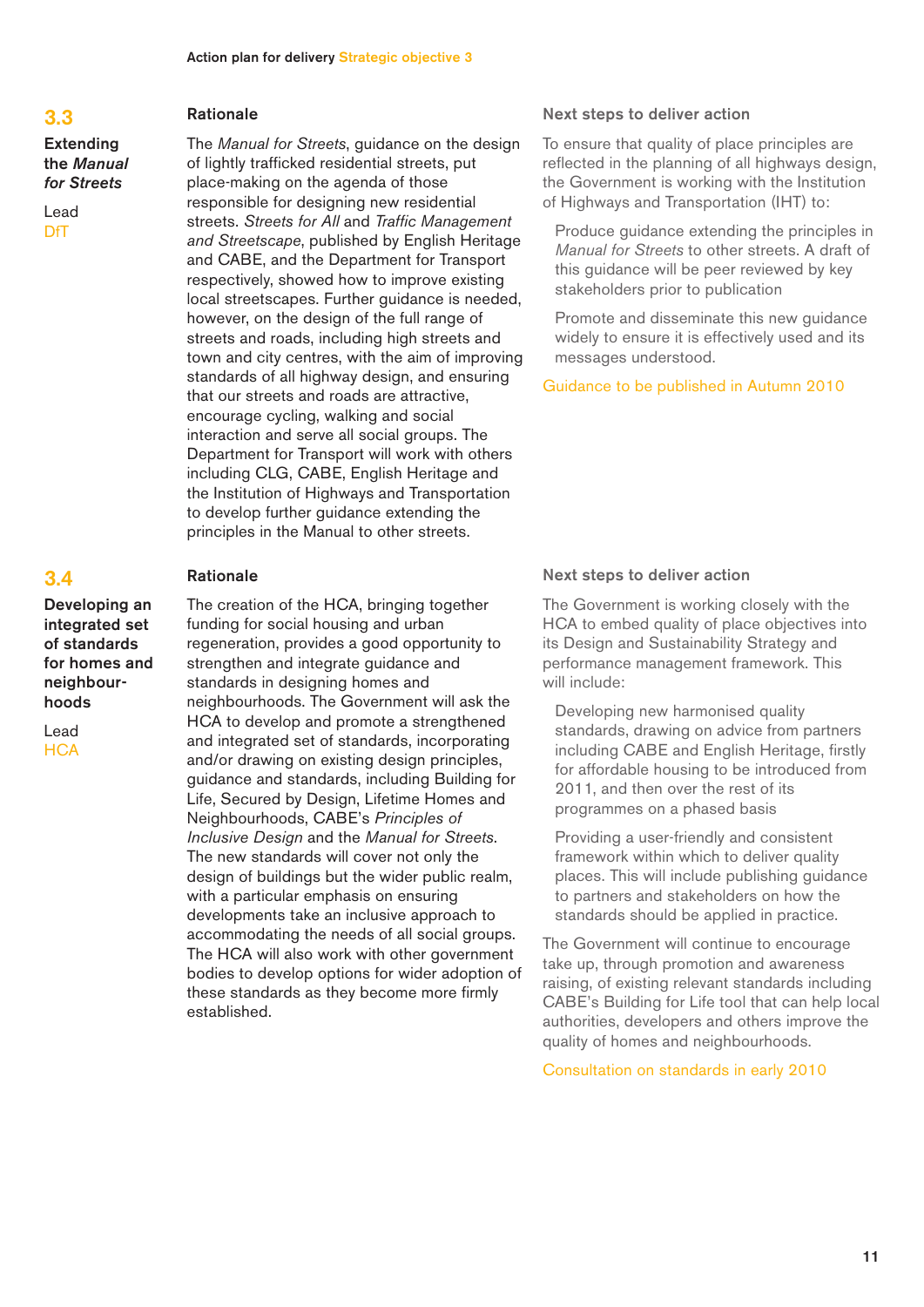## 3.3

**Extending the *Manual for Streets***

Lead
DfT

### Rationale

The *Manual for Streets*, guidance on the design of lightly trafficked residential streets, put place-making on the agenda of those responsible for designing new residential streets. *Streets for All* and *Traffic Management and Streetscape*, published by English Heritage and CABE, and the Department for Transport respectively, showed how to improve existing local streetscapes. Further guidance is needed, however, on the design of the full range of streets and roads, including high streets and town and city centres, with the aim of improving standards of all highway design, and ensuring that our streets and roads are attractive, encourage cycling, walking and social interaction and serve all social groups. The Department for Transport will work with others including CLG, CABE, English Heritage and the Institution of Highways and Transportation to develop further guidance extending the principles in the Manual to other streets.

### Next steps to deliver action

To ensure that quality of place principles are reflected in the planning of all highways design, the Government is working with the Institution of Highways and Transportation (IHT) to:

- Produce guidance extending the principles in *Manual for Streets* to other streets. A draft of this guidance will be peer reviewed by key stakeholders prior to publication
- Promote and disseminate this new guidance widely to ensure it is effectively used and its messages understood.

Guidance to be published in Autumn 2010

## 3.4

**Developing an integrated set of standards for homes and neighbourhoods**

Lead
HCA

### Rationale

The creation of the HCA, bringing together funding for social housing and urban regeneration, provides a good opportunity to strengthen and integrate guidance and standards in designing homes and neighbourhoods. The Government will ask the HCA to develop and promote a strengthened and integrated set of standards, incorporating and/or drawing on existing design principles, guidance and standards, including Building for Life, Secured by Design, Lifetime Homes and Neighbourhoods, CABE's *Principles of Inclusive Design* and the *Manual for Streets*. The new standards will cover not only the design of buildings but the wider public realm, with a particular emphasis on ensuring developments take an inclusive approach to accommodating the needs of all social groups. The HCA will also work with other government bodies to develop options for wider adoption of these standards as they become more firmly established.

### Next steps to deliver action

The Government is working closely with the HCA to embed quality of place objectives into its Design and Sustainability Strategy and performance management framework. This will include:

- Developing new harmonised quality standards, drawing on advice from partners including CABE and English Heritage, firstly for affordable housing to be introduced from 2011, and then over the rest of its programmes on a phased basis
- Providing a user-friendly and consistent framework within which to deliver quality places. This will include publishing guidance to partners and stakeholders on how the standards should be applied in practice.

The Government will continue to encourage take up, through promotion and awareness raising, of existing relevant standards including CABE's Building for Life tool that can help local authorities, developers and others improve the quality of homes and neighbourhoods.

Consultation on standards in early 2010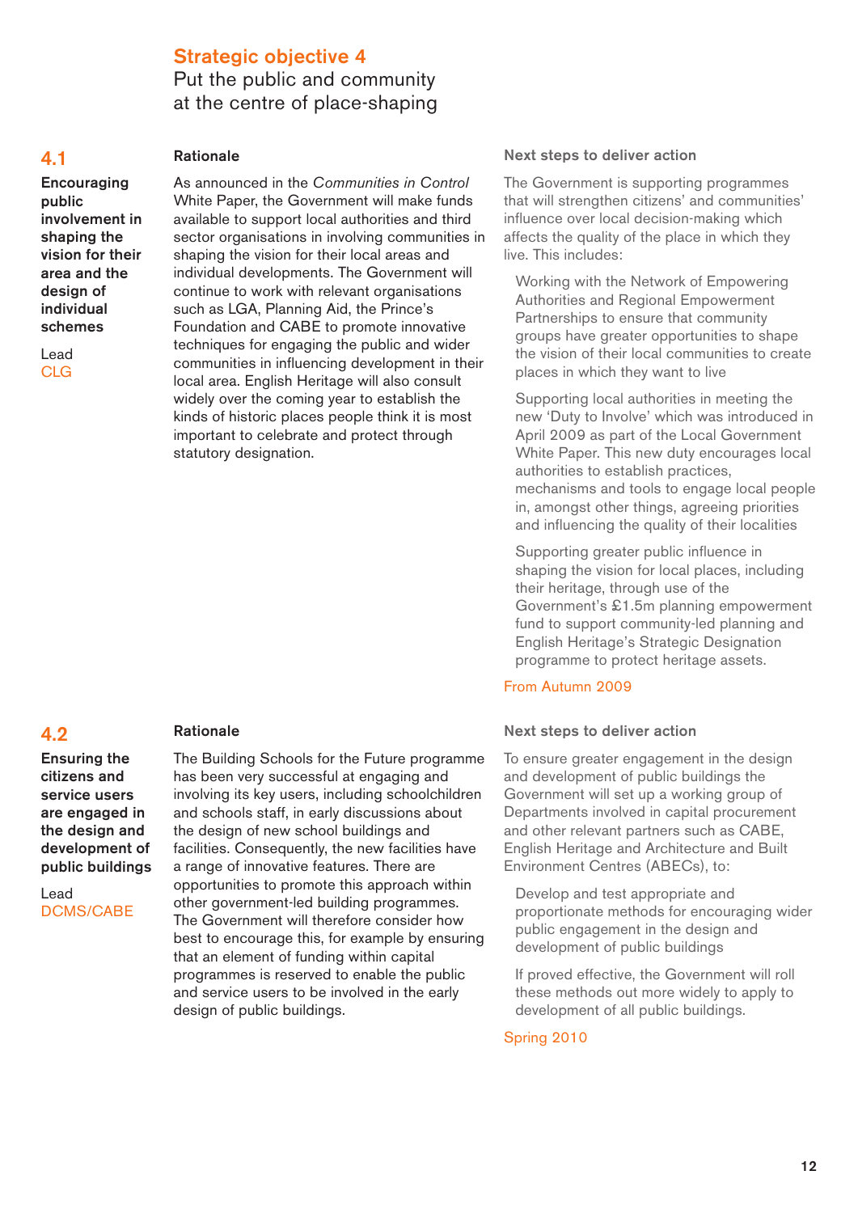## Strategic objective 4

Put the public and community at the centre of place-shaping

### 4.1

**Encouraging public involvement in shaping the vision for their area and the design of individual schemes**

Lead
CLG

**Rationale**

As announced in the *Communities in Control* White Paper, the Government will make funds available to support local authorities and third sector organisations in involving communities in shaping the vision for their local areas and individual developments. The Government will continue to work with relevant organisations such as LGA, Planning Aid, the Prince's Foundation and CABE to promote innovative techniques for engaging the public and wider communities in influencing development in their local area. English Heritage will also consult widely over the coming year to establish the kinds of historic places people think it is most important to celebrate and protect through statutory designation.

**Next steps to deliver action**

The Government is supporting programmes that will strengthen citizens' and communities' influence over local decision-making which affects the quality of the place in which they live. This includes:

Working with the Network of Empowering Authorities and Regional Empowerment Partnerships to ensure that community groups have greater opportunities to shape the vision of their local communities to create places in which they want to live

Supporting local authorities in meeting the new 'Duty to Involve' which was introduced in April 2009 as part of the Local Government White Paper. This new duty encourages local authorities to establish practices, mechanisms and tools to engage local people in, amongst other things, agreeing priorities and influencing the quality of their localities

Supporting greater public influence in shaping the vision for local places, including their heritage, through use of the Government's £1.5m planning empowerment fund to support community-led planning and English Heritage's Strategic Designation programme to protect heritage assets.

From Autumn 2009

### 4.2

**Ensuring the citizens and service users are engaged in the design and development of public buildings**

Lead
DCMS/CABE

**Rationale**

The Building Schools for the Future programme has been very successful at engaging and involving its key users, including schoolchildren and schools staff, in early discussions about the design of new school buildings and facilities. Consequently, the new facilities have a range of innovative features. There are opportunities to promote this approach within other government-led building programmes. The Government will therefore consider how best to encourage this, for example by ensuring that an element of funding within capital programmes is reserved to enable the public and service users to be involved in the early design of public buildings.

**Next steps to deliver action**

To ensure greater engagement in the design and development of public buildings the Government will set up a working group of Departments involved in capital procurement and other relevant partners such as CABE, English Heritage and Architecture and Built Environment Centres (ABECs), to:

Develop and test appropriate and proportionate methods for encouraging wider public engagement in the design and development of public buildings

If proved effective, the Government will roll these methods out more widely to apply to development of all public buildings.

Spring 2010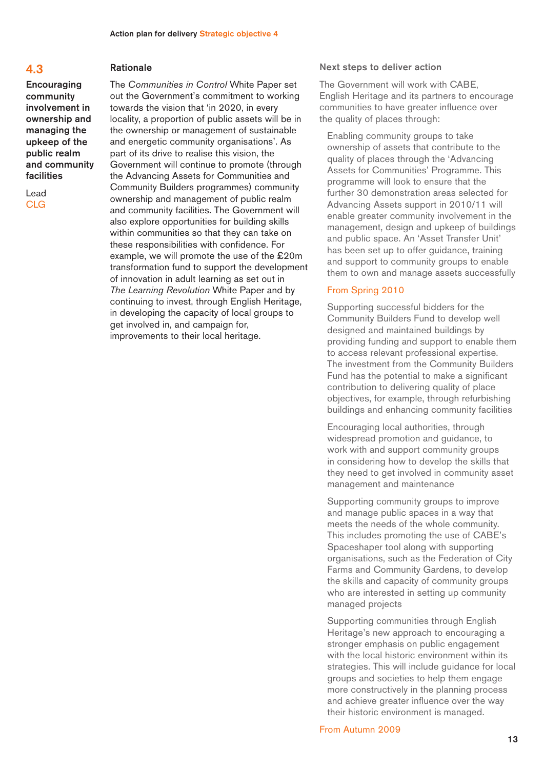## 4.3

**Encouraging community involvement in ownership and managing the upkeep of the public realm and community facilities**

Lead
CLG

### Rationale

The *Communities in Control* White Paper set out the Government's commitment to working towards the vision that 'in 2020, in every locality, a proportion of public assets will be in the ownership or management of sustainable and energetic community organisations'. As part of its drive to realise this vision, the Government will continue to promote (through the Advancing Assets for Communities and Community Builders programmes) community ownership and management of public realm and community facilities. The Government will also explore opportunities for building skills within communities so that they can take on these responsibilities with confidence. For example, we will promote the use of the £20m transformation fund to support the development of innovation in adult learning as set out in *The Learning Revolution* White Paper and by continuing to invest, through English Heritage, in developing the capacity of local groups to get involved in, and campaign for, improvements to their local heritage.

### Next steps to deliver action

The Government will work with CABE, English Heritage and its partners to encourage communities to have greater influence over the quality of places through:

Enabling community groups to take ownership of assets that contribute to the quality of places through the 'Advancing Assets for Communities' Programme. This programme will look to ensure that the further 30 demonstration areas selected for Advancing Assets support in 2010/11 will enable greater community involvement in the management, design and upkeep of buildings and public space. An 'Asset Transfer Unit' has been set up to offer guidance, training and support to community groups to enable them to own and manage assets successfully

From Spring 2010

Supporting successful bidders for the Community Builders Fund to develop well designed and maintained buildings by providing funding and support to enable them to access relevant professional expertise. The investment from the Community Builders Fund has the potential to make a significant contribution to delivering quality of place objectives, for example, through refurbishing buildings and enhancing community facilities

Encouraging local authorities, through widespread promotion and guidance, to work with and support community groups in considering how to develop the skills that they need to get involved in community asset management and maintenance

Supporting community groups to improve and manage public spaces in a way that meets the needs of the whole community. This includes promoting the use of CABE's Spaceshaper tool along with supporting organisations, such as the Federation of City Farms and Community Gardens, to develop the skills and capacity of community groups who are interested in setting up community managed projects

Supporting communities through English Heritage's new approach to encouraging a stronger emphasis on public engagement with the local historic environment within its strategies. This will include guidance for local groups and societies to help them engage more constructively in the planning process and achieve greater influence over the way their historic environment is managed.

From Autumn 2009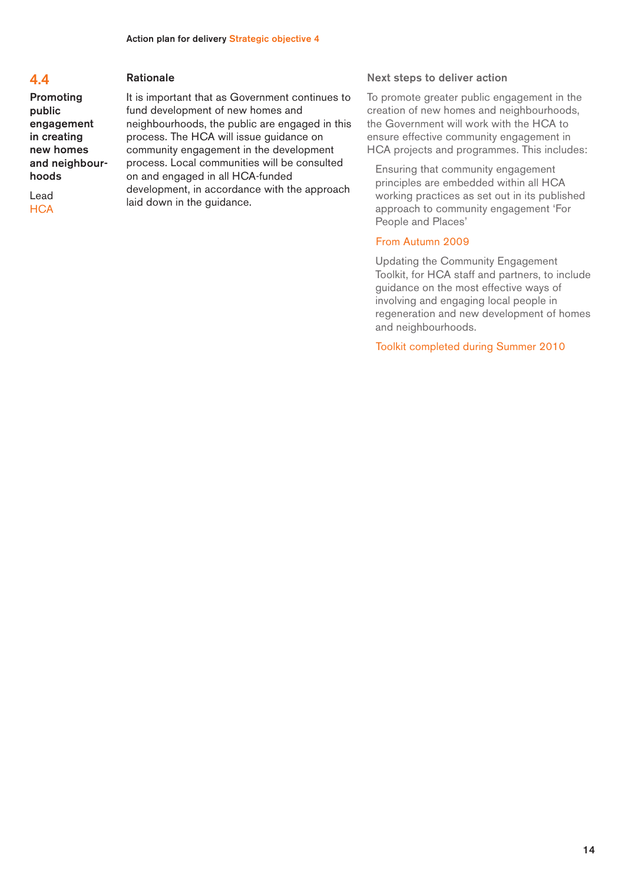## 4.4

**Promoting public engagement in creating new homes and neighbourhoods**

Lead
HCA

### Rationale

It is important that as Government continues to fund development of new homes and neighbourhoods, the public are engaged in this process. The HCA will issue guidance on community engagement in the development process. Local communities will be consulted on and engaged in all HCA-funded development, in accordance with the approach laid down in the guidance.

### Next steps to deliver action

To promote greater public engagement in the creation of new homes and neighbourhoods, the Government will work with the HCA to ensure effective community engagement in HCA projects and programmes. This includes:

Ensuring that community engagement principles are embedded within all HCA working practices as set out in its published approach to community engagement 'For People and Places'

From Autumn 2009

Updating the Community Engagement Toolkit, for HCA staff and partners, to include guidance on the most effective ways of involving and engaging local people in regeneration and new development of homes and neighbourhoods.

Toolkit completed during Summer 2010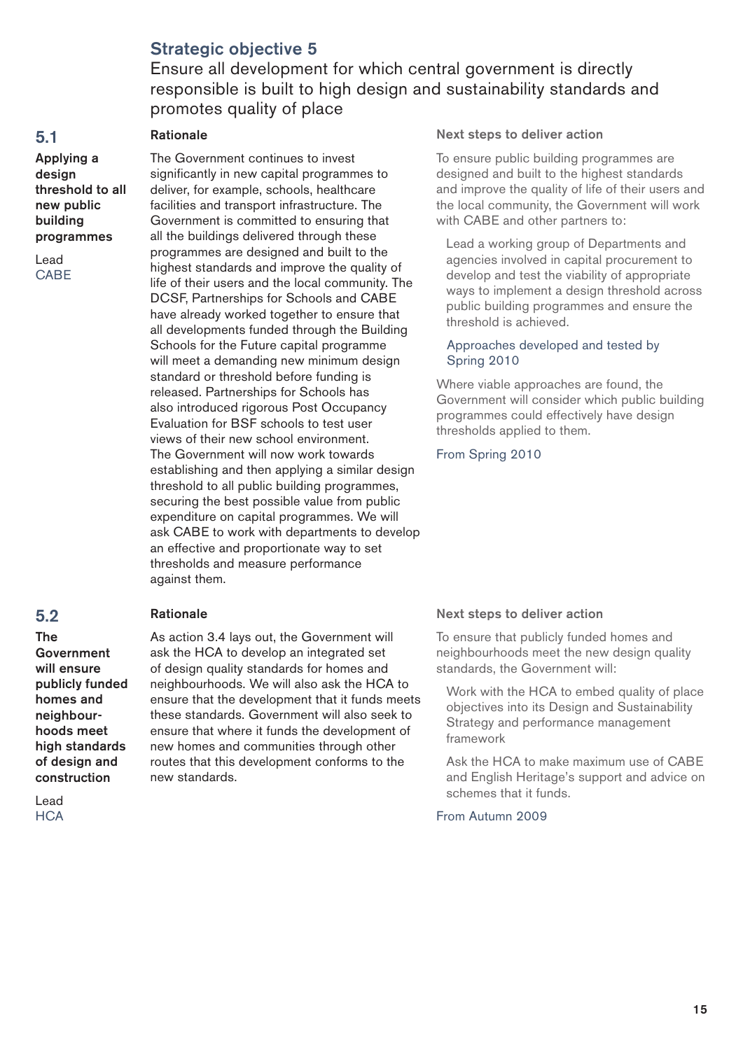## Strategic objective 5

Ensure all development for which central government is directly responsible is built to high design and sustainability standards and promotes quality of place

### 5.1

**Applying a design threshold to all new public building programmes**

Lead
CABE

**Rationale**

The Government continues to invest significantly in new capital programmes to deliver, for example, schools, healthcare facilities and transport infrastructure. The Government is committed to ensuring that all the buildings delivered through these programmes are designed and built to the highest standards and improve the quality of life of their users and the local community. The DCSF, Partnerships for Schools and CABE have already worked together to ensure that all developments funded through the Building Schools for the Future capital programme will meet a demanding new minimum design standard or threshold before funding is released. Partnerships for Schools has also introduced rigorous Post Occupancy Evaluation for BSF schools to test user views of their new school environment. The Government will now work towards establishing and then applying a similar design threshold to all public building programmes, securing the best possible value from public expenditure on capital programmes. We will ask CABE to work with departments to develop an effective and proportionate way to set thresholds and measure performance against them.

**Next steps to deliver action**

To ensure public building programmes are designed and built to the highest standards and improve the quality of life of their users and the local community, the Government will work with CABE and other partners to:

Lead a working group of Departments and agencies involved in capital procurement to develop and test the viability of appropriate ways to implement a design threshold across public building programmes and ensure the threshold is achieved.

Approaches developed and tested by Spring 2010

Where viable approaches are found, the Government will consider which public building programmes could effectively have design thresholds applied to them.

From Spring 2010

### 5.2

**The Government will ensure publicly funded homes and neighbourhoods meet high standards of design and construction**

Lead
HCA

**Rationale**

As action 3.4 lays out, the Government will ask the HCA to develop an integrated set of design quality standards for homes and neighbourhoods. We will also ask the HCA to ensure that the development that it funds meets these standards. Government will also seek to ensure that where it funds the development of new homes and communities through other routes that this development conforms to the new standards.

**Next steps to deliver action**

To ensure that publicly funded homes and neighbourhoods meet the new design quality standards, the Government will:

Work with the HCA to embed quality of place objectives into its Design and Sustainability Strategy and performance management framework

Ask the HCA to make maximum use of CABE and English Heritage's support and advice on schemes that it funds.

From Autumn 2009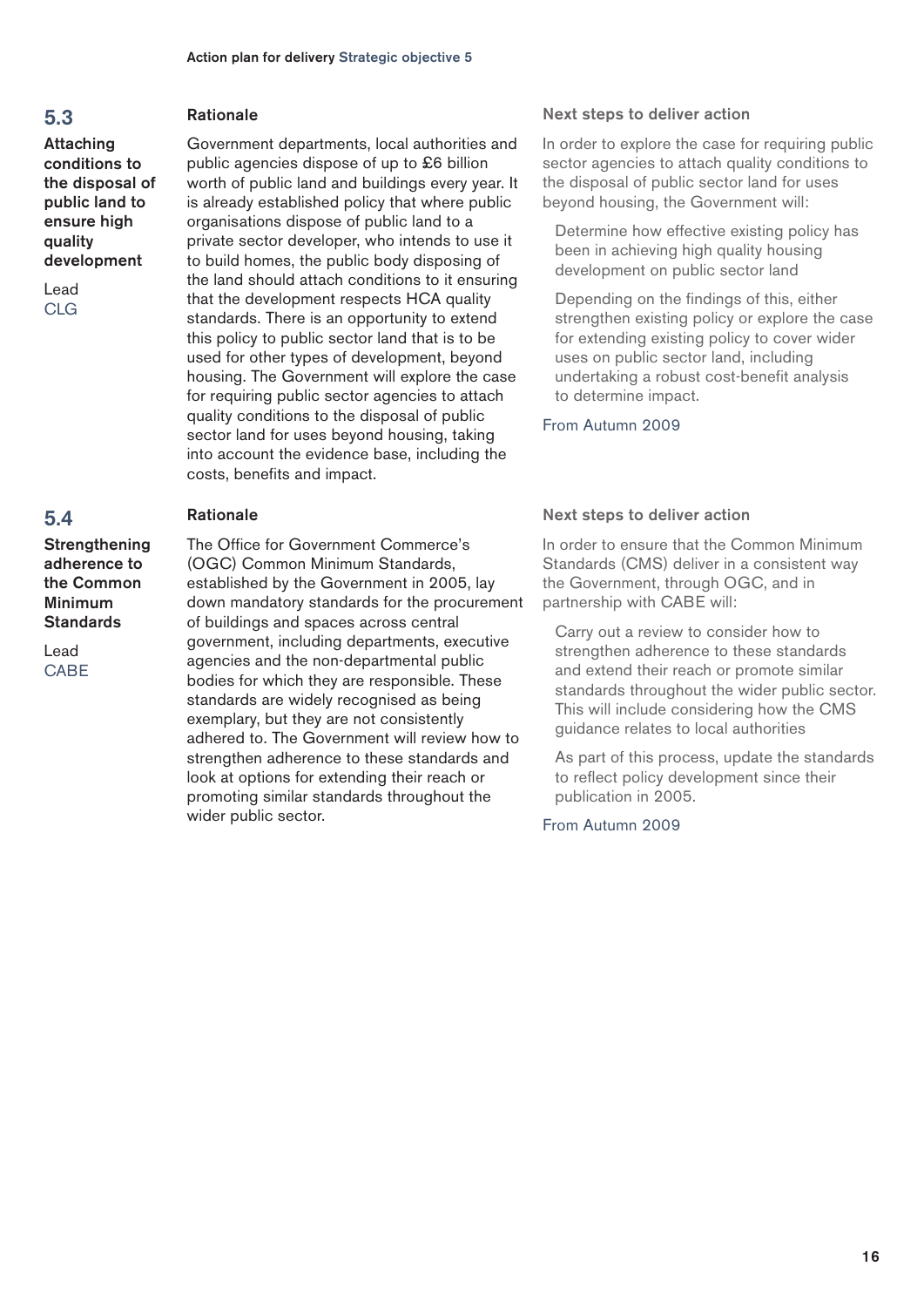## 5.3

**Attaching conditions to the disposal of public land to ensure high quality development**

Lead
CLG

### Rationale

Government departments, local authorities and public agencies dispose of up to £6 billion worth of public land and buildings every year. It is already established policy that where public organisations dispose of public land to a private sector developer, who intends to use it to build homes, the public body disposing of the land should attach conditions to it ensuring that the development respects HCA quality standards. There is an opportunity to extend this policy to public sector land that is to be used for other types of development, beyond housing. The Government will explore the case for requiring public sector agencies to attach quality conditions to the disposal of public sector land for uses beyond housing, taking into account the evidence base, including the costs, benefits and impact.

### Next steps to deliver action

In order to explore the case for requiring public sector agencies to attach quality conditions to the disposal of public sector land for uses beyond housing, the Government will:

- Determine how effective existing policy has been in achieving high quality housing development on public sector land
- Depending on the findings of this, either strengthen existing policy or explore the case for extending existing policy to cover wider uses on public sector land, including undertaking a robust cost-benefit analysis to determine impact.

From Autumn 2009

## 5.4

**Strengthening adherence to the Common Minimum Standards**

Lead
CABE

### Rationale

The Office for Government Commerce's (OGC) Common Minimum Standards, established by the Government in 2005, lay down mandatory standards for the procurement of buildings and spaces across central government, including departments, executive agencies and the non-departmental public bodies for which they are responsible. These standards are widely recognised as being exemplary, but they are not consistently adhered to. The Government will review how to strengthen adherence to these standards and look at options for extending their reach or promoting similar standards throughout the wider public sector.

### Next steps to deliver action

In order to ensure that the Common Minimum Standards (CMS) deliver in a consistent way the Government, through OGC, and in partnership with CABE will:

- Carry out a review to consider how to strengthen adherence to these standards and extend their reach or promote similar standards throughout the wider public sector. This will include considering how the CMS guidance relates to local authorities
- As part of this process, update the standards to reflect policy development since their publication in 2005.

From Autumn 2009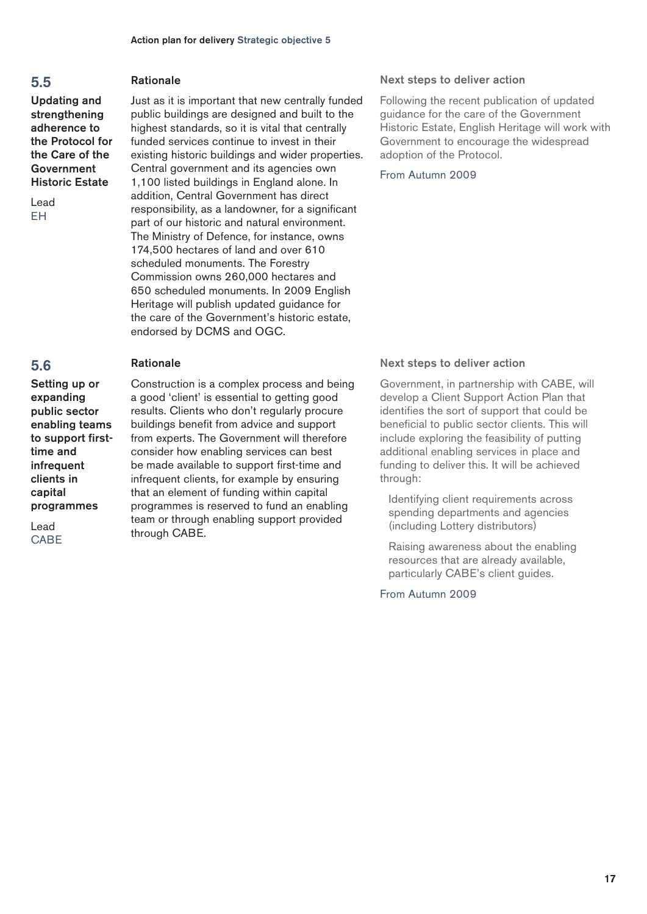## 5.5

**Updating and strengthening adherence to the Protocol for the Care of the Government Historic Estate**

Lead
EH

### Rationale

Just as it is important that new centrally funded public buildings are designed and built to the highest standards, so it is vital that centrally funded services continue to invest in their existing historic buildings and wider properties. Central government and its agencies own 1,100 listed buildings in England alone. In addition, Central Government has direct responsibility, as a landowner, for a significant part of our historic and natural environment. The Ministry of Defence, for instance, owns 174,500 hectares of land and over 610 scheduled monuments. The Forestry Commission owns 260,000 hectares and 650 scheduled monuments. In 2009 English Heritage will publish updated guidance for the care of the Government's historic estate, endorsed by DCMS and OGC.

### Next steps to deliver action

Following the recent publication of updated guidance for the care of the Government Historic Estate, English Heritage will work with Government to encourage the widespread adoption of the Protocol.

From Autumn 2009

## 5.6

**Setting up or expanding public sector enabling teams to support first-time and infrequent clients in capital programmes**

Lead
CABE

### Rationale

Construction is a complex process and being a good 'client' is essential to getting good results. Clients who don't regularly procure buildings benefit from advice and support from experts. The Government will therefore consider how enabling services can best be made available to support first-time and infrequent clients, for example by ensuring that an element of funding within capital programmes is reserved to fund an enabling team or through enabling support provided through CABE.

### Next steps to deliver action

Government, in partnership with CABE, will develop a Client Support Action Plan that identifies the sort of support that could be beneficial to public sector clients. This will include exploring the feasibility of putting additional enabling services in place and funding to deliver this. It will be achieved through:

- Identifying client requirements across spending departments and agencies (including Lottery distributors)
- Raising awareness about the enabling resources that are already available, particularly CABE's client guides.

From Autumn 2009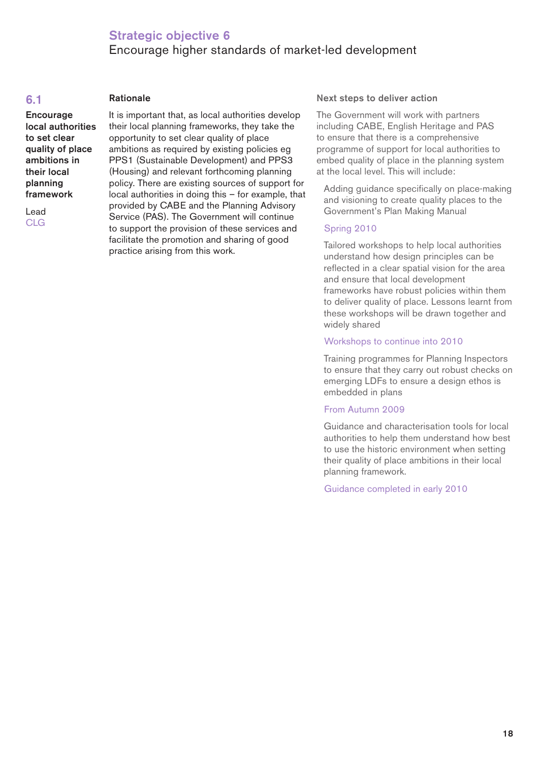## Strategic objective 6

Encourage higher standards of market-led development

### 6.1

**Encourage local authorities to set clear quality of place ambitions in their local planning framework**

Lead
CLG

**Rationale**

It is important that, as local authorities develop their local planning frameworks, they take the opportunity to set clear quality of place ambitions as required by existing policies eg PPS1 (Sustainable Development) and PPS3 (Housing) and relevant forthcoming planning policy. There are existing sources of support for local authorities in doing this – for example, that provided by CABE and the Planning Advisory Service (PAS). The Government will continue to support the provision of these services and facilitate the promotion and sharing of good practice arising from this work.

**Next steps to deliver action**

The Government will work with partners including CABE, English Heritage and PAS to ensure that there is a comprehensive programme of support for local authorities to embed quality of place in the planning system at the local level. This will include:

Adding guidance specifically on place-making and visioning to create quality places to the Government's Plan Making Manual

Spring 2010

Tailored workshops to help local authorities understand how design principles can be reflected in a clear spatial vision for the area and ensure that local development frameworks have robust policies within them to deliver quality of place. Lessons learnt from these workshops will be drawn together and widely shared

Workshops to continue into 2010

Training programmes for Planning Inspectors to ensure that they carry out robust checks on emerging LDFs to ensure a design ethos is embedded in plans

From Autumn 2009

Guidance and characterisation tools for local authorities to help them understand how best to use the historic environment when setting their quality of place ambitions in their local planning framework.

Guidance completed in early 2010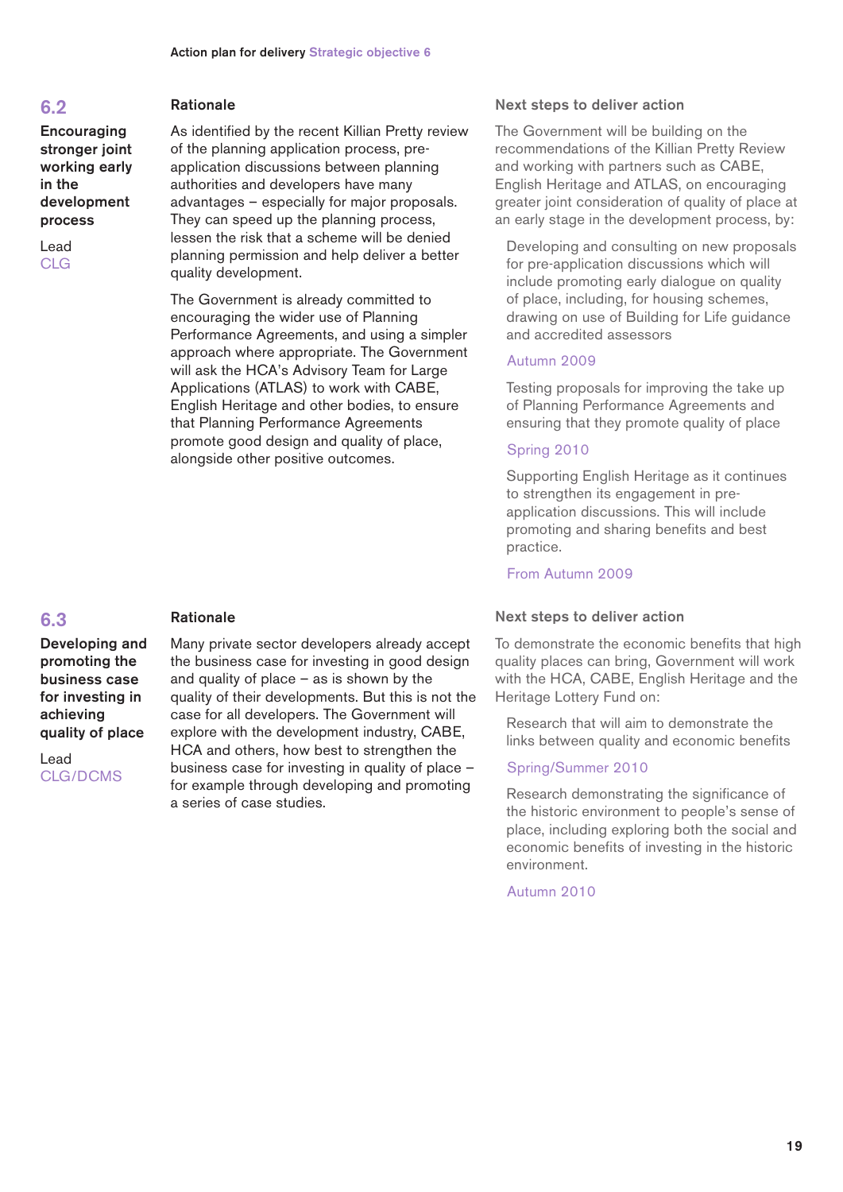## 6.2

**Encouraging stronger joint working early in the development process**

Lead
CLG

### Rationale

As identified by the recent Killian Pretty review of the planning application process, pre-application discussions between planning authorities and developers have many advantages – especially for major proposals. They can speed up the planning process, lessen the risk that a scheme will be denied planning permission and help deliver a better quality development.

The Government is already committed to encouraging the wider use of Planning Performance Agreements, and using a simpler approach where appropriate. The Government will ask the HCA's Advisory Team for Large Applications (ATLAS) to work with CABE, English Heritage and other bodies, to ensure that Planning Performance Agreements promote good design and quality of place, alongside other positive outcomes.

### Next steps to deliver action

The Government will be building on the recommendations of the Killian Pretty Review and working with partners such as CABE, English Heritage and ATLAS, on encouraging greater joint consideration of quality of place at an early stage in the development process, by:

Developing and consulting on new proposals for pre-application discussions which will include promoting early dialogue on quality of place, including, for housing schemes, drawing on use of Building for Life guidance and accredited assessors

Autumn 2009

Testing proposals for improving the take up of Planning Performance Agreements and ensuring that they promote quality of place

Spring 2010

Supporting English Heritage as it continues to strengthen its engagement in pre-application discussions. This will include promoting and sharing benefits and best practice.

From Autumn 2009

## 6.3

**Developing and promoting the business case for investing in achieving quality of place**

Lead
CLG/DCMS

### Rationale

Many private sector developers already accept the business case for investing in good design and quality of place – as is shown by the quality of their developments. But this is not the case for all developers. The Government will explore with the development industry, CABE, HCA and others, how best to strengthen the business case for investing in quality of place – for example through developing and promoting a series of case studies.

### Next steps to deliver action

To demonstrate the economic benefits that high quality places can bring, Government will work with the HCA, CABE, English Heritage and the Heritage Lottery Fund on:

Research that will aim to demonstrate the links between quality and economic benefits

Spring/Summer 2010

Research demonstrating the significance of the historic environment to people's sense of place, including exploring both the social and economic benefits of investing in the historic environment.

Autumn 2010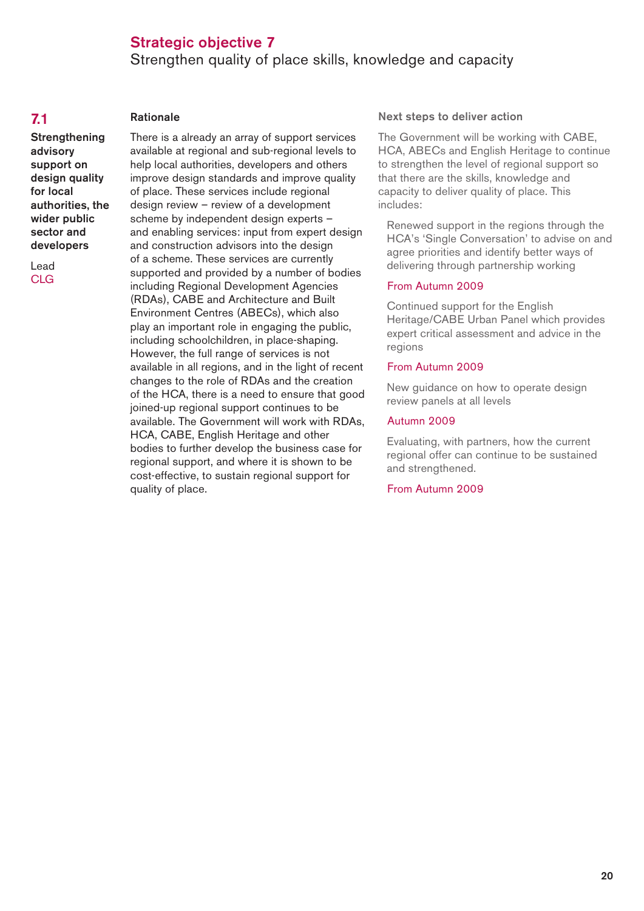## Strategic objective 7

Strengthen quality of place skills, knowledge and capacity

### 7.1

**Strengthening advisory support on design quality for local authorities, the wider public sector and developers**

Lead
CLG

#### Rationale

There is a already an array of support services available at regional and sub-regional levels to help local authorities, developers and others improve design standards and improve quality of place. These services include regional design review – review of a development scheme by independent design experts – and enabling services: input from expert design and construction advisors into the design of a scheme. These services are currently supported and provided by a number of bodies including Regional Development Agencies (RDAs), CABE and Architecture and Built Environment Centres (ABECs), which also play an important role in engaging the public, including schoolchildren, in place-shaping. However, the full range of services is not available in all regions, and in the light of recent changes to the role of RDAs and the creation of the HCA, there is a need to ensure that good joined-up regional support continues to be available. The Government will work with RDAs, HCA, CABE, English Heritage and other bodies to further develop the business case for regional support, and where it is shown to be cost-effective, to sustain regional support for quality of place.

#### Next steps to deliver action

The Government will be working with CABE, HCA, ABECs and English Heritage to continue to strengthen the level of regional support so that there are the skills, knowledge and capacity to deliver quality of place. This includes:

Renewed support in the regions through the HCA's 'Single Conversation' to advise on and agree priorities and identify better ways of delivering through partnership working

From Autumn 2009

Continued support for the English Heritage/CABE Urban Panel which provides expert critical assessment and advice in the regions

From Autumn 2009

New guidance on how to operate design review panels at all levels

Autumn 2009

Evaluating, with partners, how the current regional offer can continue to be sustained and strengthened.

From Autumn 2009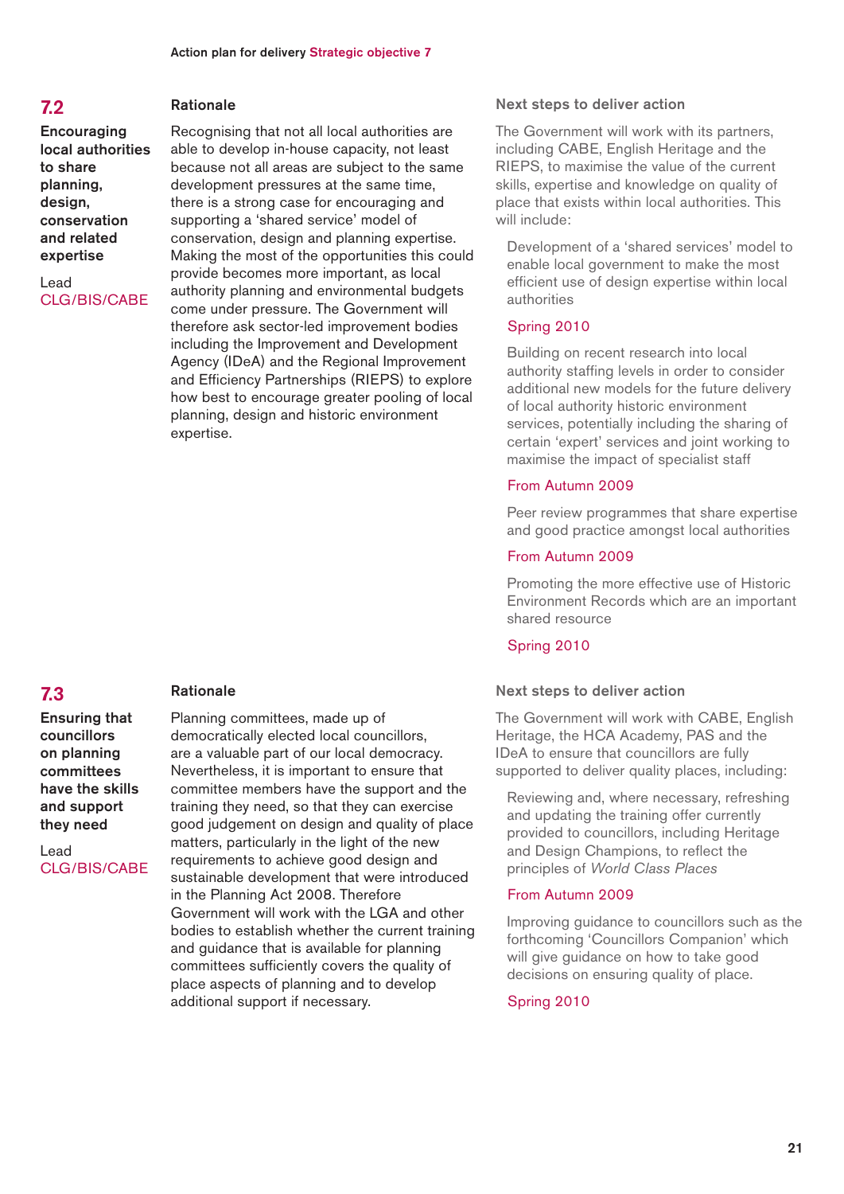## 7.2

**Encouraging local authorities to share planning, design, conservation and related expertise**

Lead
CLG/BIS/CABE

### Rationale

Recognising that not all local authorities are able to develop in-house capacity, not least because not all areas are subject to the same development pressures at the same time, there is a strong case for encouraging and supporting a 'shared service' model of conservation, design and planning expertise. Making the most of the opportunities this could provide becomes more important, as local authority planning and environmental budgets come under pressure. The Government will therefore ask sector-led improvement bodies including the Improvement and Development Agency (IDeA) and the Regional Improvement and Efficiency Partnerships (RIEPS) to explore how best to encourage greater pooling of local planning, design and historic environment expertise.

### Next steps to deliver action

The Government will work with its partners, including CABE, English Heritage and the RIEPS, to maximise the value of the current skills, expertise and knowledge on quality of place that exists within local authorities. This will include:

Development of a 'shared services' model to enable local government to make the most efficient use of design expertise within local authorities

Spring 2010

Building on recent research into local authority staffing levels in order to consider additional new models for the future delivery of local authority historic environment services, potentially including the sharing of certain 'expert' services and joint working to maximise the impact of specialist staff

From Autumn 2009

Peer review programmes that share expertise and good practice amongst local authorities

From Autumn 2009

Promoting the more effective use of Historic Environment Records which are an important shared resource

Spring 2010

## 7.3

**Ensuring that councillors on planning committees have the skills and support they need**

Lead
CLG/BIS/CABE

### Rationale

Planning committees, made up of democratically elected local councillors, are a valuable part of our local democracy. Nevertheless, it is important to ensure that committee members have the support and the training they need, so that they can exercise good judgement on design and quality of place matters, particularly in the light of the new requirements to achieve good design and sustainable development that were introduced in the Planning Act 2008. Therefore Government will work with the LGA and other bodies to establish whether the current training and guidance that is available for planning committees sufficiently covers the quality of place aspects of planning and to develop additional support if necessary.

### Next steps to deliver action

The Government will work with CABE, English Heritage, the HCA Academy, PAS and the IDeA to ensure that councillors are fully supported to deliver quality places, including:

Reviewing and, where necessary, refreshing and updating the training offer currently provided to councillors, including Heritage and Design Champions, to reflect the principles of *World Class Places*

From Autumn 2009

Improving guidance to councillors such as the forthcoming 'Councillors Companion' which will give guidance on how to take good decisions on ensuring quality of place.

Spring 2010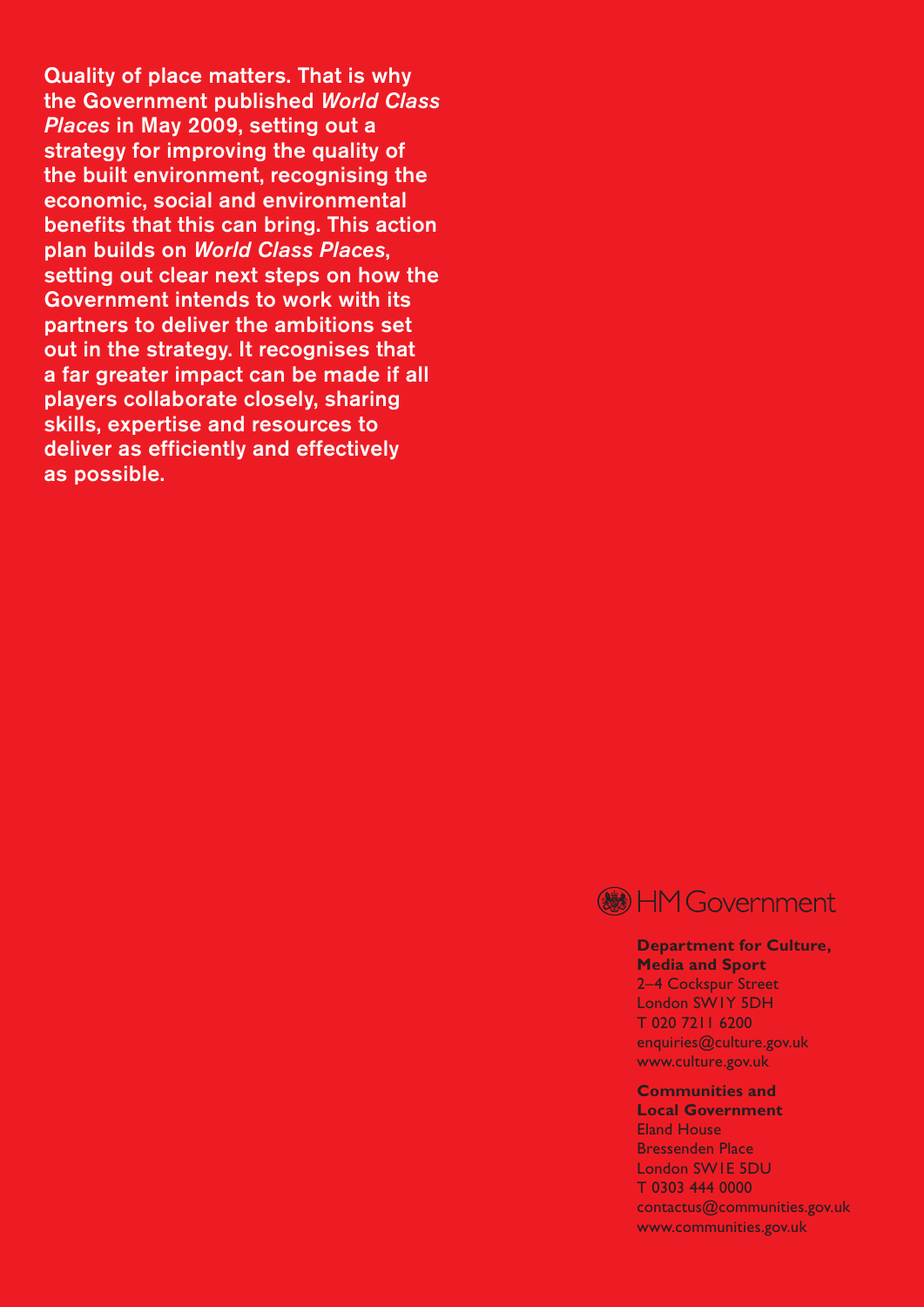**Quality of place matters. That is why the Government published *World Class Places* in May 2009, setting out a strategy for improving the quality of the built environment, recognising the economic, social and environmental benefits that this can bring. This action plan builds on *World Class Places*, setting out clear next steps on how the Government intends to work with its partners to deliver the ambitions set out in the strategy. It recognises that a far greater impact can be made if all players collaborate closely, sharing skills, expertise and resources to deliver as efficiently and effectively as possible.**

HM Government

**Department for Culture, Media and Sport**
2–4 Cockspur Street
London SW1Y 5DH
T 020 7211 6200
enquiries@culture.gov.uk
www.culture.gov.uk

**Communities and Local Government**
Eland House
Bressenden Place
London SW1E 5DU
T 0303 444 0000
contactus@communities.gov.uk
www.communities.gov.uk